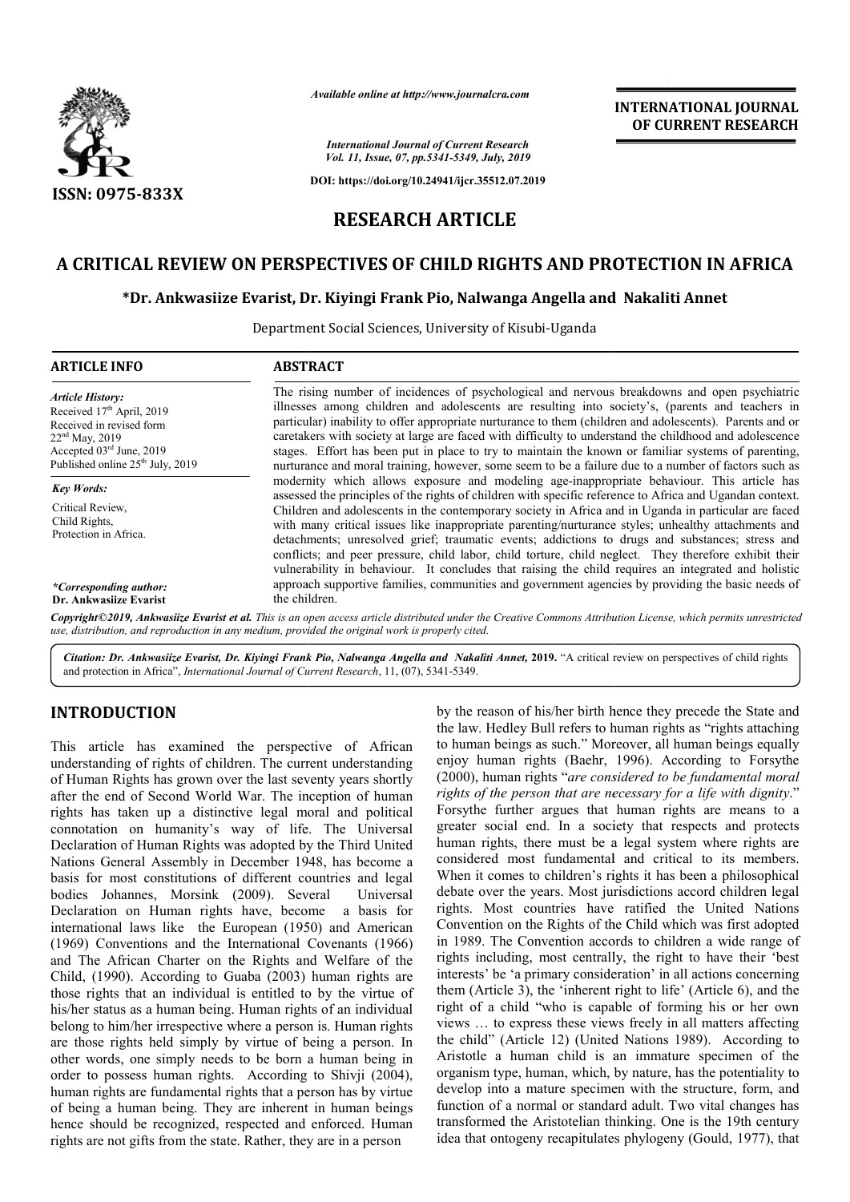Available online at http://www.journalcra.com

*International Journal of Current Research*
*Vol. 11, Issue, 07, pp.5341-5349, July, 2019*

**DOI: https://doi.org/10.24941/ijcr.35512.07.2019**

**ISSN: 0975-833X**

**INTERNATIONAL JOURNAL OF CURRENT RESEARCH**

# RESEARCH ARTICLE

# A CRITICAL REVIEW ON PERSPECTIVES OF CHILD RIGHTS AND PROTECTION IN AFRICA

**\*Dr. Ankwasiize Evarist, Dr. Kiyingi Frank Pio, Nalwanga Angella and Nakaliti Annet**

Department Social Sciences, University of Kisubi-Uganda

**ARTICLE INFO**

*Article History:*
Received 17th April, 2019
Received in revised form
22nd May, 2019
Accepted 03rd June, 2019
Published online 25th July, 2019

*Key Words:*
Critical Review,
Child Rights,
Protection in Africa.

*\*Corresponding author:*
**Dr. Ankwasiize Evarist**

**ABSTRACT**

The rising number of incidences of psychological and nervous breakdowns and open psychiatric illnesses among children and adolescents are resulting into society's, (parents and teachers in particular) inability to offer appropriate nurturance to them (children and adolescents). Parents and or caretakers with society at large are faced with difficulty to understand the childhood and adolescence stages. Effort has been put in place to try to maintain the known or familiar systems of parenting, nurturance and moral training, however, some seem to be a failure due to a number of factors such as modernity which allows exposure and modeling age-inappropriate behaviour. This article has assessed the principles of the rights of children with specific reference to Africa and Ugandan context. Children and adolescents in the contemporary society in Africa and in Uganda in particular are faced with many critical issues like inappropriate parenting/nurturance styles; unhealthy attachments and detachments; unresolved grief; traumatic events; addictions to drugs and substances; stress and conflicts; and peer pressure, child labor, child torture, child neglect. They therefore exhibit their vulnerability in behaviour. It concludes that raising the child requires an integrated and holistic approach supportive families, communities and government agencies by providing the basic needs of the children.

*Copyright©2019, Ankwasiize Evarist et al. This is an open access article distributed under the Creative Commons Attribution License, which permits unrestricted use, distribution, and reproduction in any medium, provided the original work is properly cited.*

*Citation: Dr. Ankwasiize Evarist, Dr. Kiyingi Frank Pio, Nalwanga Angella and Nakaliti Annet,* **2019.** "A critical review on perspectives of child rights and protection in Africa", *International Journal of Current Research*, 11, (07), 5341-5349.

## INTRODUCTION

This article has examined the perspective of African understanding of rights of children. The current understanding of Human Rights has grown over the last seventy years shortly after the end of Second World War. The inception of human rights has taken up a distinctive legal moral and political connotation on humanity's way of life. The Universal Declaration of Human Rights was adopted by the Third United Nations General Assembly in December 1948, has become a basis for most constitutions of different countries and legal bodies Johannes, Morsink (2009). Several Universal Declaration on Human rights have, become a basis for international laws like the European (1950) and American (1969) Conventions and the International Covenants (1966) and The African Charter on the Rights and Welfare of the Child, (1990). According to Guaba (2003) human rights are those rights that an individual is entitled to by the virtue of his/her status as a human being. Human rights of an individual belong to him/her irrespective where a person is. Human rights are those rights held simply by virtue of being a person. In other words, one simply needs to be born a human being in order to possess human rights. According to Shivji (2004), human rights are fundamental rights that a person has by virtue of being a human being. They are inherent in human beings hence should be recognized, respected and enforced. Human rights are not gifts from the state. Rather, they are in a person by the reason of his/her birth hence they precede the State and the law. Hedley Bull refers to human rights as "rights attaching to human beings as such." Moreover, all human beings equally enjoy human rights (Baehr, 1996). According to Forsythe (2000), human rights "*are considered to be fundamental moral rights of the person that are necessary for a life with dignity*." Forsythe further argues that human rights are means to a greater social end. In a society that respects and protects human rights, there must be a legal system where rights are considered most fundamental and critical to its members. When it comes to children's rights it has been a philosophical debate over the years. Most jurisdictions accord children legal rights. Most countries have ratified the United Nations Convention on the Rights of the Child which was first adopted in 1989. The Convention accords to children a wide range of rights including, most centrally, the right to have their 'best interests' be 'a primary consideration' in all actions concerning them (Article 3), the 'inherent right to life' (Article 6), and the right of a child "who is capable of forming his or her own views … to express these views freely in all matters affecting the child" (Article 12) (United Nations 1989). According to Aristotle a human child is an immature specimen of the organism type, human, which, by nature, has the potentiality to develop into a mature specimen with the structure, form, and function of a normal or standard adult. Two vital changes has transformed the Aristotelian thinking. One is the 19th century idea that ontogeny recapitulates phylogeny (Gould, 1977), that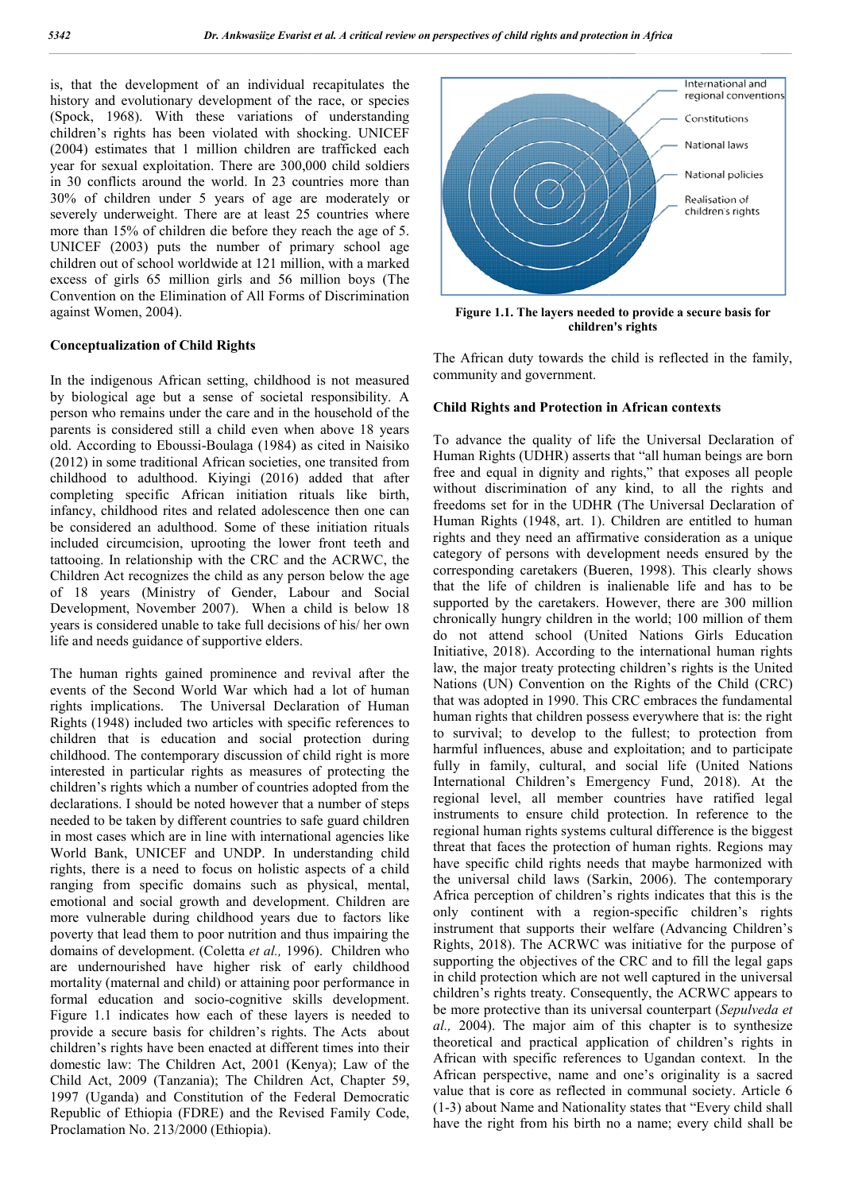is, that the development of an individual recapitulates the history and evolutionary development of the race, or species (Spock, 1968). With these variations of understanding children's rights has been violated with shocking. UNICEF (2004) estimates that 1 million children are trafficked each year for sexual exploitation. There are 300,000 child soldiers in 30 conflicts around the world. In 23 countries more than 30% of children under 5 years of age are moderately or severely underweight. There are at least 25 countries where more than 15% of children die before they reach the age of 5. UNICEF (2003) puts the number of primary school age children out of school worldwide at 121 million, with a marked excess of girls 65 million girls and 56 million boys (The Convention on the Elimination of All Forms of Discrimination against Women, 2004).

### Conceptualization of Child Rights

In the indigenous African setting, childhood is not measured by biological age but a sense of societal responsibility. A person who remains under the care and in the household of the parents is considered still a child even when above 18 years old. According to Eboussi-Boulaga (1984) as cited in Naisiko (2012) in some traditional African societies, one transited from childhood to adulthood. Kiyingi (2016) added that after completing specific African initiation rituals like birth, infancy, childhood rites and related adolescence then one can be considered an adulthood. Some of these initiation rituals included circumcision, uprooting the lower front teeth and tattooing. In relationship with the CRC and the ACRWC, the Children Act recognizes the child as any person below the age of 18 years (Ministry of Gender, Labour and Social Development, November 2007). When a child is below 18 years is considered unable to take full decisions of his/ her own life and needs guidance of supportive elders.

The human rights gained prominence and revival after the events of the Second World War which had a lot of human rights implications. The Universal Declaration of Human Rights (1948) included two articles with specific references to children that is education and social protection during childhood. The contemporary discussion of child right is more interested in particular rights as measures of protecting the children's rights which a number of countries adopted from the declarations. I should be noted however that a number of steps needed to be taken by different countries to safe guard children in most cases which are in line with international agencies like World Bank, UNICEF and UNDP. In understanding child rights, there is a need to focus on holistic aspects of a child ranging from specific domains such as physical, mental, emotional and social growth and development. Children are more vulnerable during childhood years due to factors like poverty that lead them to poor nutrition and thus impairing the domains of development. (Coletta *et al.,* 1996). Children who are undernourished have higher risk of early childhood mortality (maternal and child) or attaining poor performance in formal education and socio-cognitive skills development. Figure 1.1 indicates how each of these layers is needed to provide a secure basis for children's rights. The Acts about children's rights have been enacted at different times into their domestic law: The Children Act, 2001 (Kenya); Law of the Child Act, 2009 (Tanzania); The Children Act, Chapter 59, 1997 (Uganda) and Constitution of the Federal Democratic Republic of Ethiopia (FDRE) and the Revised Family Code, Proclamation No. 213/2000 (Ethiopia).

International and regional conventions
Constitutions
National laws
National policies
Realisation of children's rights

**Figure 1.1. The layers needed to provide a secure basis for children's rights**

The African duty towards the child is reflected in the family, community and government.

### Child Rights and Protection in African contexts

To advance the quality of life the Universal Declaration of Human Rights (UDHR) asserts that "all human beings are born free and equal in dignity and rights," that exposes all people without discrimination of any kind, to all the rights and freedoms set for in the UDHR (The Universal Declaration of Human Rights (1948, art. 1). Children are entitled to human rights and they need an affirmative consideration as a unique category of persons with development needs ensured by the corresponding caretakers (Bueren, 1998). This clearly shows that the life of children is inalienable life and has to be supported by the caretakers. However, there are 300 million chronically hungry children in the world; 100 million of them do not attend school (United Nations Girls Education Initiative, 2018). According to the international human rights law, the major treaty protecting children's rights is the United Nations (UN) Convention on the Rights of the Child (CRC) that was adopted in 1990. This CRC embraces the fundamental human rights that children possess everywhere that is: the right to survival; to develop to the fullest; to protection from harmful influences, abuse and exploitation; and to participate fully in family, cultural, and social life (United Nations International Children's Emergency Fund, 2018). At the regional level, all member countries have ratified legal instruments to ensure child protection. In reference to the regional human rights systems cultural difference is the biggest threat that faces the protection of human rights. Regions may have specific child rights needs that maybe harmonized with the universal child laws (Sarkin, 2006). The contemporary Africa perception of children's rights indicates that this is the only continent with a region-specific children's rights instrument that supports their welfare (Advancing Children's Rights, 2018). The ACRWC was initiative for the purpose of supporting the objectives of the CRC and to fill the legal gaps in child protection which are not well captured in the universal children's rights treaty. Consequently, the ACRWC appears to be more protective than its universal counterpart (*Sepulveda et al.,* 2004). The major aim of this chapter is to synthesize theoretical and practical application of children's rights in African with specific references to Ugandan context. In the African perspective, name and one's originality is a sacred value that is core as reflected in communal society. Article 6 (1-3) about Name and Nationality states that "Every child shall have the right from his birth no a name; every child shall be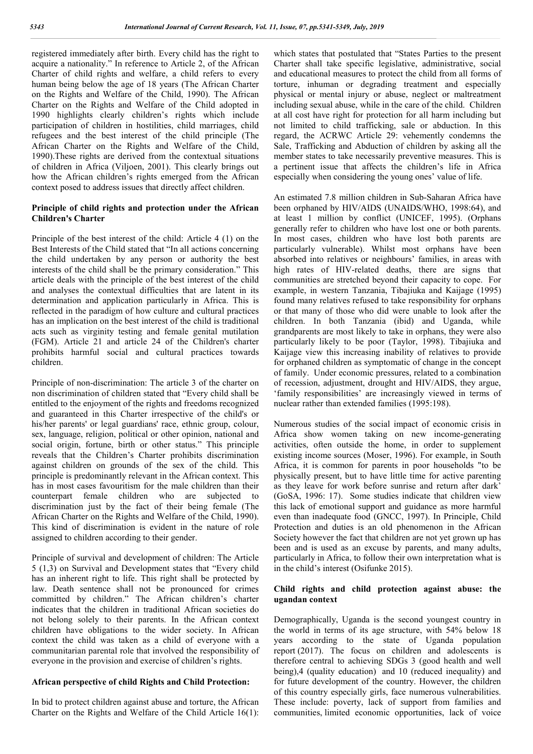registered immediately after birth. Every child has the right to acquire a nationality." In reference to Article 2, of the African Charter of child rights and welfare, a child refers to every human being below the age of 18 years (The African Charter on the Rights and Welfare of the Child, 1990). The African Charter on the Rights and Welfare of the Child adopted in 1990 highlights clearly children's rights which include participation of children in hostilities, child marriages, child refugees and the best interest of the child principle (The African Charter on the Rights and Welfare of the Child, 1990).These rights are derived from the contextual situations of children in Africa (Viljoen, 2001). This clearly brings out how the African children's rights emerged from the African context posed to address issues that directly affect children.

### Principle of child rights and protection under the African Children's Charter

Principle of the best interest of the child: Article 4 (1) on the Best Interests of the Child stated that "In all actions concerning the child undertaken by any person or authority the best interests of the child shall be the primary consideration." This article deals with the principle of the best interest of the child and analyses the contextual difficulties that are latent in its determination and application particularly in Africa. This is reflected in the paradigm of how culture and cultural practices has an implication on the best interest of the child is traditional acts such as virginity testing and female genital mutilation (FGM). Article 21 and article 24 of the Children's charter prohibits harmful social and cultural practices towards children.

Principle of non-discrimination: The article 3 of the charter on non discrimination of children stated that "Every child shall be entitled to the enjoyment of the rights and freedoms recognized and guaranteed in this Charter irrespective of the child's or his/her parents' or legal guardians' race, ethnic group, colour, sex, language, religion, political or other opinion, national and social origin, fortune, birth or other status." This principle reveals that the Children's Charter prohibits discrimination against children on grounds of the sex of the child. This principle is predominantly relevant in the African context. This has in most cases favouritism for the male children than their counterpart female children who are subjected to discrimination just by the fact of their being female (The African Charter on the Rights and Welfare of the Child, 1990). This kind of discrimination is evident in the nature of role assigned to children according to their gender.

Principle of survival and development of children: The Article 5 (1,3) on Survival and Development states that "Every child has an inherent right to life. This right shall be protected by law. Death sentence shall not be pronounced for crimes committed by children." The African children's charter indicates that the children in traditional African societies do not belong solely to their parents. In the African context children have obligations to the wider society. In African context the child was taken as a child of everyone with a communitarian parental role that involved the responsibility of everyone in the provision and exercise of children's rights.

### African perspective of child Rights and Child Protection:

In bid to protect children against abuse and torture, the African Charter on the Rights and Welfare of the Child Article 16(1): which states that postulated that "States Parties to the present Charter shall take specific legislative, administrative, social and educational measures to protect the child from all forms of torture, inhuman or degrading treatment and especially physical or mental injury or abuse, neglect or maltreatment including sexual abuse, while in the care of the child. Children at all cost have right for protection for all harm including but not limited to child trafficking, sale or abduction. In this regard, the ACRWC Article 29: vehemently condemns the Sale, Trafficking and Abduction of children by asking all the member states to take necessarily preventive measures. This is a pertinent issue that affects the children's life in Africa especially when considering the young ones' value of life.

An estimated 7.8 million children in Sub-Saharan Africa have been orphaned by HIV/AIDS (UNAIDS/WHO, 1998:64), and at least 1 million by conflict (UNICEF, 1995). (Orphans generally refer to children who have lost one or both parents. In most cases, children who have lost both parents are particularly vulnerable). Whilst most orphans have been absorbed into relatives or neighbours' families, in areas with high rates of HIV-related deaths, there are signs that communities are stretched beyond their capacity to cope. For example, in western Tanzania, Tibajiuka and Kaijage (1995) found many relatives refused to take responsibility for orphans or that many of those who did were unable to look after the children. In both Tanzania (ibid) and Uganda, while grandparents are most likely to take in orphans, they were also particularly likely to be poor (Taylor, 1998). Tibajiuka and Kaijage view this increasing inability of relatives to provide for orphaned children as symptomatic of change in the concept of family. Under economic pressures, related to a combination of recession, adjustment, drought and HIV/AIDS, they argue, 'family responsibilities' are increasingly viewed in terms of nuclear rather than extended families (1995:198).

Numerous studies of the social impact of economic crisis in Africa show women taking on new income-generating activities, often outside the home, in order to supplement existing income sources (Moser, 1996). For example, in South Africa, it is common for parents in poor households "to be physically present, but to have little time for active parenting as they leave for work before sunrise and return after dark' (GoSA, 1996: 17). Some studies indicate that children view this lack of emotional support and guidance as more harmful even than inadequate food (GNCC, 1997). In Principle, Child Protection and duties is an old phenomenon in the African Society however the fact that children are not yet grown up has been and is used as an excuse by parents, and many adults, particularly in Africa, to follow their own interpretation what is in the child's interest (Osifunke 2015).

### Child rights and child protection against abuse: the ugandan context

Demographically, Uganda is the second youngest country in the world in terms of its age structure, with 54% below 18 years according to the state of Uganda population report (2017). The focus on children and adolescents is therefore central to achieving SDGs 3 (good health and well being),4 (quality education) and 10 (reduced inequality) and for future development of the country. However, the children of this country especially girls, face numerous vulnerabilities. These include: poverty, lack of support from families and communities, limited economic opportunities, lack of voice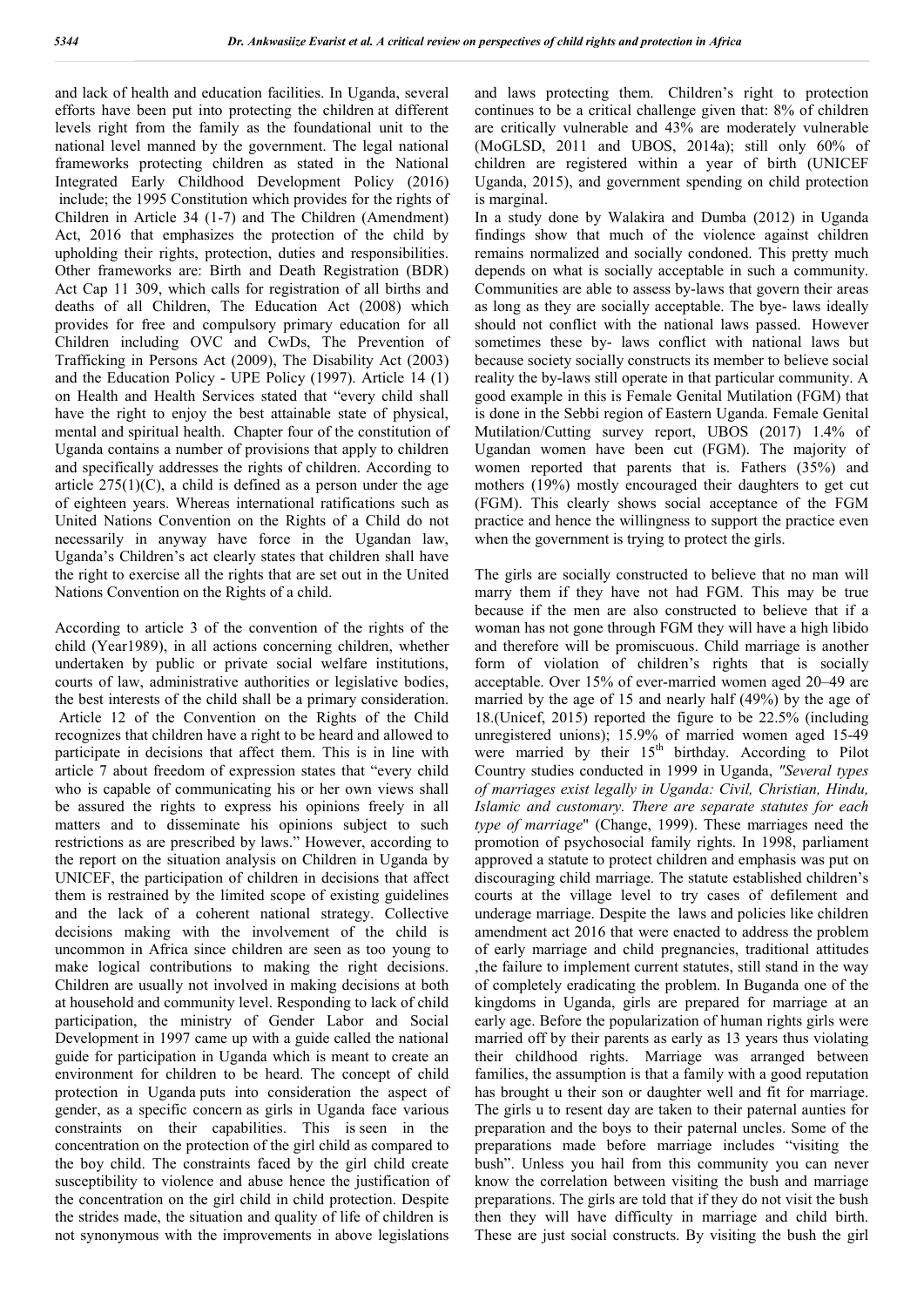and lack of health and education facilities. In Uganda, several efforts have been put into protecting the children at different levels right from the family as the foundational unit to the national level manned by the government. The legal national frameworks protecting children as stated in the National Integrated Early Childhood Development Policy (2016) include; the 1995 Constitution which provides for the rights of Children in Article 34 (1-7) and The Children (Amendment) Act, 2016 that emphasizes the protection of the child by upholding their rights, protection, duties and responsibilities. Other frameworks are: Birth and Death Registration (BDR) Act Cap 11 309, which calls for registration of all births and deaths of all Children, The Education Act (2008) which provides for free and compulsory primary education for all Children including OVC and CwDs, The Prevention of Trafficking in Persons Act (2009), The Disability Act (2003) and the Education Policy - UPE Policy (1997). Article 14 (1) on Health and Health Services stated that "every child shall have the right to enjoy the best attainable state of physical, mental and spiritual health. Chapter four of the constitution of Uganda contains a number of provisions that apply to children and specifically addresses the rights of children. According to article 275(1)(C), a child is defined as a person under the age of eighteen years. Whereas international ratifications such as United Nations Convention on the Rights of a Child do not necessarily in anyway have force in the Ugandan law, Uganda's Children's act clearly states that children shall have the right to exercise all the rights that are set out in the United Nations Convention on the Rights of a child.

According to article 3 of the convention of the rights of the child (Year1989), in all actions concerning children, whether undertaken by public or private social welfare institutions, courts of law, administrative authorities or legislative bodies, the best interests of the child shall be a primary consideration. Article 12 of the Convention on the Rights of the Child recognizes that children have a right to be heard and allowed to participate in decisions that affect them. This is in line with article 7 about freedom of expression states that "every child who is capable of communicating his or her own views shall be assured the rights to express his opinions freely in all matters and to disseminate his opinions subject to such restrictions as are prescribed by laws." However, according to the report on the situation analysis on Children in Uganda by UNICEF, the participation of children in decisions that affect them is restrained by the limited scope of existing guidelines and the lack of a coherent national strategy. Collective decisions making with the involvement of the child is uncommon in Africa since children are seen as too young to make logical contributions to making the right decisions. Children are usually not involved in making decisions at both at household and community level. Responding to lack of child participation, the ministry of Gender Labor and Social Development in 1997 came up with a guide called the national guide for participation in Uganda which is meant to create an environment for children to be heard. The concept of child protection in Uganda puts into consideration the aspect of gender, as a specific concern as girls in Uganda face various constraints on their capabilities. This is seen in the concentration on the protection of the girl child as compared to the boy child. The constraints faced by the girl child create susceptibility to violence and abuse hence the justification of the concentration on the girl child in child protection. Despite the strides made, the situation and quality of life of children is not synonymous with the improvements in above legislations and laws protecting them. Children's right to protection continues to be a critical challenge given that: 8% of children are critically vulnerable and 43% are moderately vulnerable (MoGLSD, 2011 and UBOS, 2014a); still only 60% of children are registered within a year of birth (UNICEF Uganda, 2015), and government spending on child protection is marginal.

In a study done by Walakira and Dumba (2012) in Uganda findings show that much of the violence against children remains normalized and socially condoned. This pretty much depends on what is socially acceptable in such a community. Communities are able to assess by-laws that govern their areas as long as they are socially acceptable. The bye- laws ideally should not conflict with the national laws passed. However sometimes these by- laws conflict with national laws but because society socially constructs its member to believe social reality the by-laws still operate in that particular community. A good example in this is Female Genital Mutilation (FGM) that is done in the Sebbi region of Eastern Uganda. Female Genital Mutilation/Cutting survey report, UBOS (2017) 1.4% of Ugandan women have been cut (FGM). The majority of women reported that parents that is. Fathers (35%) and mothers (19%) mostly encouraged their daughters to get cut (FGM). This clearly shows social acceptance of the FGM practice and hence the willingness to support the practice even when the government is trying to protect the girls.

The girls are socially constructed to believe that no man will marry them if they have not had FGM. This may be true because if the men are also constructed to believe that if a woman has not gone through FGM they will have a high libido and therefore will be promiscuous. Child marriage is another form of violation of children's rights that is socially acceptable. Over 15% of ever-married women aged 20–49 are married by the age of 15 and nearly half (49%) by the age of 18.(Unicef, 2015) reported the figure to be 22.5% (including unregistered unions); 15.9% of married women aged 15-49 were married by their 15th birthday. According to Pilot Country studies conducted in 1999 in Uganda, *"Several types of marriages exist legally in Uganda: Civil, Christian, Hindu, Islamic and customary. There are separate statutes for each type of marriage"* (Change, 1999). These marriages need the promotion of psychosocial family rights. In 1998, parliament approved a statute to protect children and emphasis was put on discouraging child marriage. The statute established children's courts at the village level to try cases of defilement and underage marriage. Despite the laws and policies like children amendment act 2016 that were enacted to address the problem of early marriage and child pregnancies, traditional attitudes ,the failure to implement current statutes, still stand in the way of completely eradicating the problem. In Buganda one of the kingdoms in Uganda, girls are prepared for marriage at an early age. Before the popularization of human rights girls were married off by their parents as early as 13 years thus violating their childhood rights. Marriage was arranged between families, the assumption is that a family with a good reputation has brought u their son or daughter well and fit for marriage. The girls u to resent day are taken to their paternal aunties for preparation and the boys to their paternal uncles. Some of the preparations made before marriage includes "visiting the bush". Unless you hail from this community you can never know the correlation between visiting the bush and marriage preparations. The girls are told that if they do not visit the bush then they will have difficulty in marriage and child birth. These are just social constructs. By visiting the bush the girl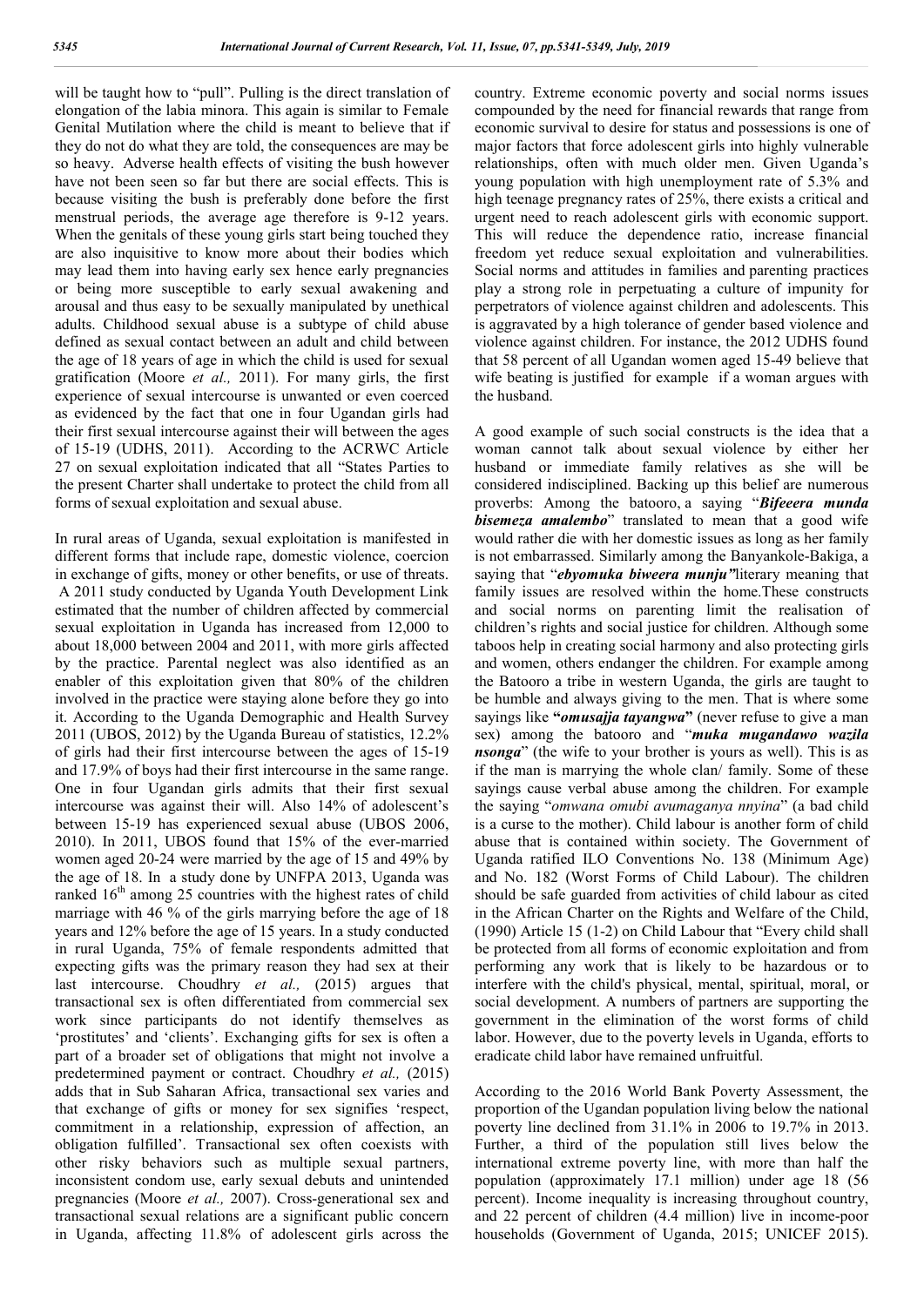will be taught how to "pull". Pulling is the direct translation of elongation of the labia minora. This again is similar to Female Genital Mutilation where the child is meant to believe that if they do not do what they are told, the consequences are may be so heavy. Adverse health effects of visiting the bush however have not been seen so far but there are social effects. This is because visiting the bush is preferably done before the first menstrual periods, the average age therefore is 9-12 years. When the genitals of these young girls start being touched they are also inquisitive to know more about their bodies which may lead them into having early sex hence early pregnancies or being more susceptible to early sexual awakening and arousal and thus easy to be sexually manipulated by unethical adults. Childhood sexual abuse is a subtype of child abuse defined as sexual contact between an adult and child between the age of 18 years of age in which the child is used for sexual gratification (Moore *et al.,* 2011). For many girls, the first experience of sexual intercourse is unwanted or even coerced as evidenced by the fact that one in four Ugandan girls had their first sexual intercourse against their will between the ages of 15-19 (UDHS, 2011). According to the ACRWC Article 27 on sexual exploitation indicated that all "States Parties to the present Charter shall undertake to protect the child from all forms of sexual exploitation and sexual abuse.

In rural areas of Uganda, sexual exploitation is manifested in different forms that include rape, domestic violence, coercion in exchange of gifts, money or other benefits, or use of threats. A 2011 study conducted by Uganda Youth Development Link estimated that the number of children affected by commercial sexual exploitation in Uganda has increased from 12,000 to about 18,000 between 2004 and 2011, with more girls affected by the practice. Parental neglect was also identified as an enabler of this exploitation given that 80% of the children involved in the practice were staying alone before they go into it. According to the Uganda Demographic and Health Survey 2011 (UBOS, 2012) by the Uganda Bureau of statistics, 12.2% of girls had their first intercourse between the ages of 15-19 and 17.9% of boys had their first intercourse in the same range. One in four Ugandan girls admits that their first sexual intercourse was against their will. Also 14% of adolescent's between 15-19 has experienced sexual abuse (UBOS 2006, 2010). In 2011, UBOS found that 15% of the ever-married women aged 20-24 were married by the age of 15 and 49% by the age of 18. In a study done by UNFPA 2013, Uganda was ranked 16th among 25 countries with the highest rates of child marriage with 46 % of the girls marrying before the age of 18 years and 12% before the age of 15 years. In a study conducted in rural Uganda, 75% of female respondents admitted that expecting gifts was the primary reason they had sex at their last intercourse. Choudhry *et al.,* (2015) argues that transactional sex is often differentiated from commercial sex work since participants do not identify themselves as 'prostitutes' and 'clients'. Exchanging gifts for sex is often a part of a broader set of obligations that might not involve a predetermined payment or contract. Choudhry *et al.,* (2015) adds that in Sub Saharan Africa, transactional sex varies and that exchange of gifts or money for sex signifies 'respect, commitment in a relationship, expression of affection, an obligation fulfilled'. Transactional sex often coexists with other risky behaviors such as multiple sexual partners, inconsistent condom use, early sexual debuts and unintended pregnancies (Moore *et al.,* 2007). Cross-generational sex and transactional sexual relations are a significant public concern in Uganda, affecting 11.8% of adolescent girls across the country. Extreme economic poverty and social norms issues compounded by the need for financial rewards that range from economic survival to desire for status and possessions is one of major factors that force adolescent girls into highly vulnerable relationships, often with much older men. Given Uganda's young population with high unemployment rate of 5.3% and high teenage pregnancy rates of 25%, there exists a critical and urgent need to reach adolescent girls with economic support. This will reduce the dependence ratio, increase financial freedom yet reduce sexual exploitation and vulnerabilities. Social norms and attitudes in families and parenting practices play a strong role in perpetuating a culture of impunity for perpetrators of violence against children and adolescents. This is aggravated by a high tolerance of gender based violence and violence against children. For instance, the 2012 UDHS found that 58 percent of all Ugandan women aged 15-49 believe that wife beating is justified for example if a woman argues with the husband.

A good example of such social constructs is the idea that a woman cannot talk about sexual violence by either her husband or immediate family relatives as she will be considered indisciplined. Backing up this belief are numerous proverbs: Among the batooro, a saying "***Bifeeera munda bisemeza amalembo***" translated to mean that a good wife would rather die with her domestic issues as long as her family is not embarrassed. Similarly among the Banyankole-Bakiga, a saying that "***ebyomuka biweera munju"***literary meaning that family issues are resolved within the home.These constructs and social norms on parenting limit the realisation of children's rights and social justice for children. Although some taboos help in creating social harmony and also protecting girls and women, others endanger the children. For example among the Batooro a tribe in western Uganda, the girls are taught to be humble and always giving to the men. That is where some sayings like **"*omusajja tayangwa*"** (never refuse to give a man sex) among the batooro and "***muka mugandawo wazila nsonga***" (the wife to your brother is yours as well). This is as if the man is marrying the whole clan/ family. Some of these sayings cause verbal abuse among the children. For example the saying "*omwana omubi avumaganya nnyina*" (a bad child is a curse to the mother). Child labour is another form of child abuse that is contained within society. The Government of Uganda ratified ILO Conventions No. 138 (Minimum Age) and No. 182 (Worst Forms of Child Labour). The children should be safe guarded from activities of child labour as cited in the African Charter on the Rights and Welfare of the Child, (1990) Article 15 (1-2) on Child Labour that "Every child shall be protected from all forms of economic exploitation and from performing any work that is likely to be hazardous or to interfere with the child's physical, mental, spiritual, moral, or social development. A numbers of partners are supporting the government in the elimination of the worst forms of child labor. However, due to the poverty levels in Uganda, efforts to eradicate child labor have remained unfruitful.

According to the 2016 World Bank Poverty Assessment, the proportion of the Ugandan population living below the national poverty line declined from 31.1% in 2006 to 19.7% in 2013. Further, a third of the population still lives below the international extreme poverty line, with more than half the population (approximately 17.1 million) under age 18 (56 percent). Income inequality is increasing throughout country, and 22 percent of children (4.4 million) live in income-poor households (Government of Uganda, 2015; UNICEF 2015).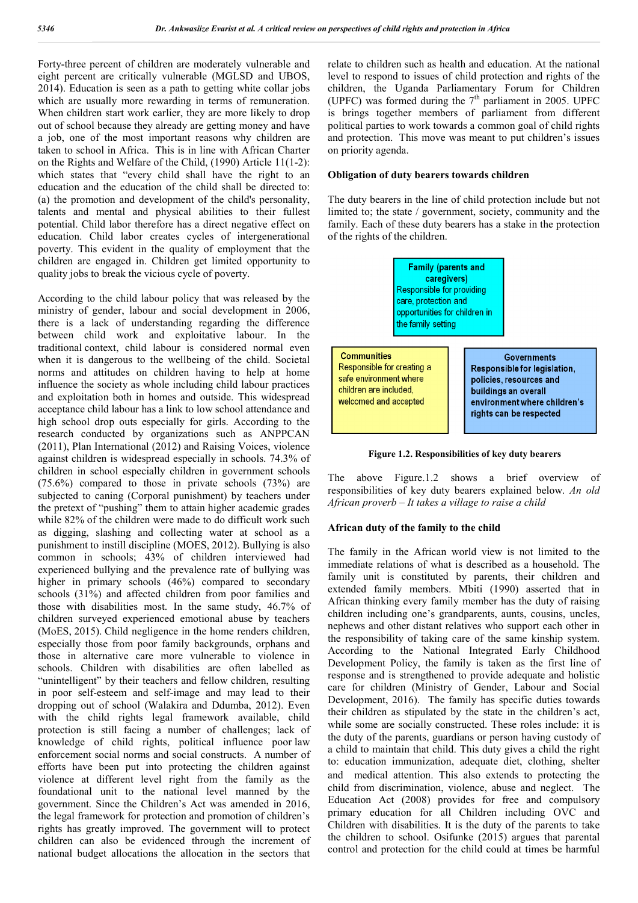Forty-three percent of children are moderately vulnerable and eight percent are critically vulnerable (MGLSD and UBOS, 2014). Education is seen as a path to getting white collar jobs which are usually more rewarding in terms of remuneration. When children start work earlier, they are more likely to drop out of school because they already are getting money and have a job, one of the most important reasons why children are taken to school in Africa. This is in line with African Charter on the Rights and Welfare of the Child, (1990) Article 11(1-2): which states that "every child shall have the right to an education and the education of the child shall be directed to: (a) the promotion and development of the child's personality, talents and mental and physical abilities to their fullest potential. Child labor therefore has a direct negative effect on education. Child labor creates cycles of intergenerational poverty. This evident in the quality of employment that the children are engaged in. Children get limited opportunity to quality jobs to break the vicious cycle of poverty.

According to the child labour policy that was released by the ministry of gender, labour and social development in 2006, there is a lack of understanding regarding the difference between child work and exploitative labour. In the traditional context, child labour is considered normal even when it is dangerous to the wellbeing of the child. Societal norms and attitudes on children having to help at home influence the society as whole including child labour practices and exploitation both in homes and outside. This widespread acceptance child labour has a link to low school attendance and high school drop outs especially for girls. According to the research conducted by organizations such as ANPPCAN (2011), Plan International (2012) and Raising Voices, violence against children is widespread especially in schools. 74.3% of children in school especially children in government schools (75.6%) compared to those in private schools (73%) are subjected to caning (Corporal punishment) by teachers under the pretext of "pushing" them to attain higher academic grades while 82% of the children were made to do difficult work such as digging, slashing and collecting water at school as a punishment to instill discipline (MOES, 2012). Bullying is also common in schools; 43% of children interviewed had experienced bullying and the prevalence rate of bullying was higher in primary schools (46%) compared to secondary schools (31%) and affected children from poor families and those with disabilities most. In the same study, 46.7% of children surveyed experienced emotional abuse by teachers (MoES, 2015). Child negligence in the home renders children, especially those from poor family backgrounds, orphans and those in alternative care more vulnerable to violence in schools. Children with disabilities are often labelled as "unintelligent" by their teachers and fellow children, resulting in poor self-esteem and self-image and may lead to their dropping out of school (Walakira and Ddumba, 2012). Even with the child rights legal framework available, child protection is still facing a number of challenges; lack of knowledge of child rights, political influence poor law enforcement social norms and social constructs. A number of efforts have been put into protecting the children against violence at different level right from the family as the foundational unit to the national level manned by the government. Since the Children's Act was amended in 2016, the legal framework for protection and promotion of children's rights has greatly improved. The government will to protect children can also be evidenced through the increment of national budget allocations the allocation in the sectors that relate to children such as health and education. At the national level to respond to issues of child protection and rights of the children, the Uganda Parliamentary Forum for Children (UPFC) was formed during the 7th parliament in 2005. UPFC is brings together members of parliament from different political parties to work towards a common goal of child rights and protection. This move was meant to put children's issues on priority agenda.

**Obligation of duty bearers towards children**

The duty bearers in the line of child protection include but not limited to; the state / government, society, community and the family. Each of these duty bearers has a stake in the protection of the rights of the children.

**Family (parents and caregivers)**
Responsible for providing care, protection and opportunities for children in the family setting

**Communities**
Responsible for creating a safe environment where children are included, welcomed and accepted

**Governments**
Responsible for legislation, policies, resources and buildings an overall environment where children's rights can be respected

**Figure 1.2. Responsibilities of key duty bearers**

The above Figure.1.2 shows a brief overview of responsibilities of key duty bearers explained below. *An old African proverb – It takes a village to raise a child*

**African duty of the family to the child**

The family in the African world view is not limited to the immediate relations of what is described as a household. The family unit is constituted by parents, their children and extended family members. Mbiti (1990) asserted that in African thinking every family member has the duty of raising children including one's grandparents, aunts, cousins, uncles, nephews and other distant relatives who support each other in the responsibility of taking care of the same kinship system. According to the National Integrated Early Childhood Development Policy, the family is taken as the first line of response and is strengthened to provide adequate and holistic care for children (Ministry of Gender, Labour and Social Development, 2016). The family has specific duties towards their children as stipulated by the state in the children's act, while some are socially constructed. These roles include: it is the duty of the parents, guardians or person having custody of a child to maintain that child. This duty gives a child the right to: education immunization, adequate diet, clothing, shelter and medical attention. This also extends to protecting the child from discrimination, violence, abuse and neglect. The Education Act (2008) provides for free and compulsory primary education for all Children including OVC and Children with disabilities. It is the duty of the parents to take the children to school. Osifunke (2015) argues that parental control and protection for the child could at times be harmful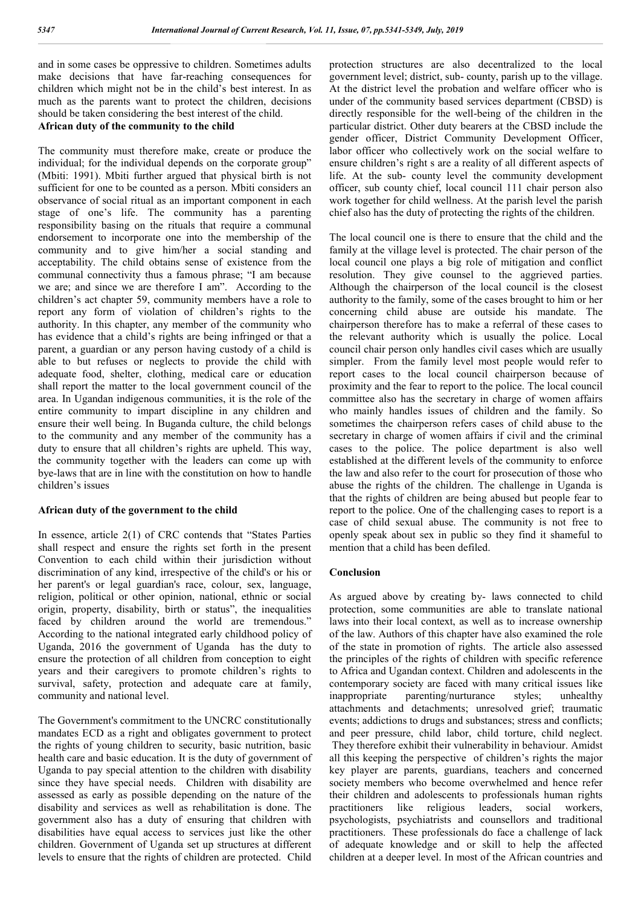and in some cases be oppressive to children. Sometimes adults make decisions that have far-reaching consequences for children which might not be in the child's best interest. In as much as the parents want to protect the children, decisions should be taken considering the best interest of the child.

**African duty of the community to the child**

The community must therefore make, create or produce the individual; for the individual depends on the corporate group" (Mbiti: 1991). Mbiti further argued that physical birth is not sufficient for one to be counted as a person. Mbiti considers an observance of social ritual as an important component in each stage of one's life. The community has a parenting responsibility basing on the rituals that require a communal endorsement to incorporate one into the membership of the community and to give him/her a social standing and acceptability. The child obtains sense of existence from the communal connectivity thus a famous phrase; "I am because we are; and since we are therefore I am". According to the children's act chapter 59, community members have a role to report any form of violation of children's rights to the authority. In this chapter, any member of the community who has evidence that a child's rights are being infringed or that a parent, a guardian or any person having custody of a child is able to but refuses or neglects to provide the child with adequate food, shelter, clothing, medical care or education shall report the matter to the local government council of the area. In Ugandan indigenous communities, it is the role of the entire community to impart discipline in any children and ensure their well being. In Buganda culture, the child belongs to the community and any member of the community has a duty to ensure that all children's rights are upheld. This way, the community together with the leaders can come up with bye-laws that are in line with the constitution on how to handle children's issues

**African duty of the government to the child**

In essence, article 2(1) of CRC contends that "States Parties shall respect and ensure the rights set forth in the present Convention to each child within their jurisdiction without discrimination of any kind, irrespective of the child's or his or her parent's or legal guardian's race, colour, sex, language, religion, political or other opinion, national, ethnic or social origin, property, disability, birth or status", the inequalities faced by children around the world are tremendous." According to the national integrated early childhood policy of Uganda, 2016 the government of Uganda has the duty to ensure the protection of all children from conception to eight years and their caregivers to promote children's rights to survival, safety, protection and adequate care at family, community and national level.

The Government's commitment to the UNCRC constitutionally mandates ECD as a right and obligates government to protect the rights of young children to security, basic nutrition, basic health care and basic education. It is the duty of government of Uganda to pay special attention to the children with disability since they have special needs. Children with disability are assessed as early as possible depending on the nature of the disability and services as well as rehabilitation is done. The government also has a duty of ensuring that children with disabilities have equal access to services just like the other children. Government of Uganda set up structures at different levels to ensure that the rights of children are protected. Child protection structures are also decentralized to the local government level; district, sub- county, parish up to the village. At the district level the probation and welfare officer who is under of the community based services department (CBSD) is directly responsible for the well-being of the children in the particular district. Other duty bearers at the CBSD include the gender officer, District Community Development Officer, labor officer who collectively work on the social welfare to ensure children's right s are a reality of all different aspects of life. At the sub- county level the community development officer, sub county chief, local council 111 chair person also work together for child wellness. At the parish level the parish chief also has the duty of protecting the rights of the children.

The local council one is there to ensure that the child and the family at the village level is protected. The chair person of the local council one plays a big role of mitigation and conflict resolution. They give counsel to the aggrieved parties. Although the chairperson of the local council is the closest authority to the family, some of the cases brought to him or her concerning child abuse are outside his mandate. The chairperson therefore has to make a referral of these cases to the relevant authority which is usually the police. Local council chair person only handles civil cases which are usually simpler. From the family level most people would refer to report cases to the local council chairperson because of proximity and the fear to report to the police. The local council committee also has the secretary in charge of women affairs who mainly handles issues of children and the family. So sometimes the chairperson refers cases of child abuse to the secretary in charge of women affairs if civil and the criminal cases to the police. The police department is also well established at the different levels of the community to enforce the law and also refer to the court for prosecution of those who abuse the rights of the children. The challenge in Uganda is that the rights of children are being abused but people fear to report to the police. One of the challenging cases to report is a case of child sexual abuse. The community is not free to openly speak about sex in public so they find it shameful to mention that a child has been defiled.

## Conclusion

As argued above by creating by- laws connected to child protection, some communities are able to translate national laws into their local context, as well as to increase ownership of the law. Authors of this chapter have also examined the role of the state in promotion of rights. The article also assessed the principles of the rights of children with specific reference to Africa and Ugandan context. Children and adolescents in the contemporary society are faced with many critical issues like inappropriate parenting/nurturance styles; unhealthy attachments and detachments; unresolved grief; traumatic events; addictions to drugs and substances; stress and conflicts; and peer pressure, child labor, child torture, child neglect. They therefore exhibit their vulnerability in behaviour. Amidst all this keeping the perspective of children's rights the major key player are parents, guardians, teachers and concerned society members who become overwhelmed and hence refer their children and adolescents to professionals human rights practitioners like religious leaders, social workers, psychologists, psychiatrists and counsellors and traditional practitioners. These professionals do face a challenge of lack of adequate knowledge and or skill to help the affected children at a deeper level. In most of the African countries and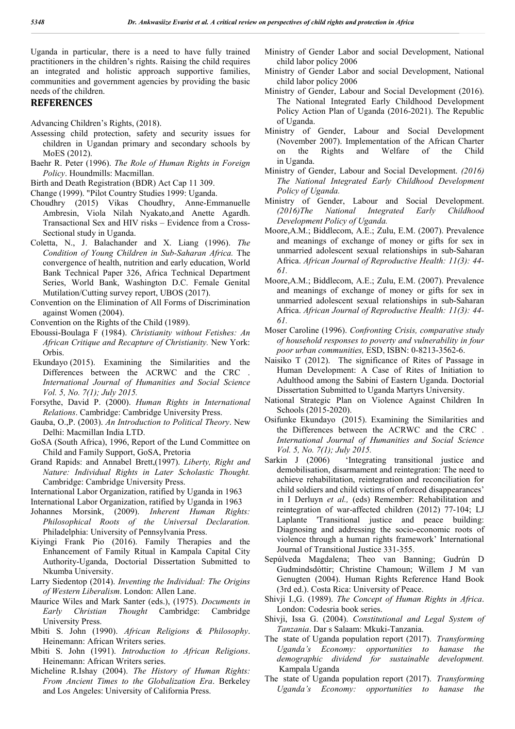Uganda in particular, there is a need to have fully trained practitioners in the children's rights. Raising the child requires an integrated and holistic approach supportive families, communities and government agencies by providing the basic needs of the children.

## REFERENCES

Advancing Children's Rights, (2018).

Assessing child protection, safety and security issues for children in Ugandan primary and secondary schools by MoES (2012).

Baehr R. Peter (1996). *The Role of Human Rights in Foreign Policy*. Houndmills: Macmillan.

Birth and Death Registration (BDR) Act Cap 11 309.

Change (1999). "Pilot Country Studies 1999: Uganda.

Choudhry (2015) Vikas Choudhry, Anne-Emmanuelle Ambresin, Viola Nilah Nyakato,and Anette Agardh. Transactional Sex and HIV risks – Evidence from a Cross-Sectional study in Uganda.

Coletta, N., J. Balachander and X. Liang (1996). *The Condition of Young Children in Sub-Saharan Africa.* The convergence of health, nutrition and early education, World Bank Technical Paper 326, Africa Technical Department Series, World Bank, Washington D.C. Female Genital Mutilation/Cutting survey report, UBOS (2017).

Convention on the Elimination of All Forms of Discrimination against Women (2004).

Convention on the Rights of the Child (1989).

Eboussi-Boulaga F (1984). *Christianity without Fetishes: An African Critique and Recapture of Christianity.* New York: Orbis.

Ekundayo (2015). Examining the Similarities and the Differences between the ACRWC and the CRC . *International Journal of Humanities and Social Science Vol. 5, No. 7(1); July 2015.*

Forsythe, David P. (2000). *Human Rights in International Relations*. Cambridge: Cambridge University Press.

Gauba, O.,P. (2003). *An Introduction to Political Theory*. New Delhi: Macmillan India LTD.

GoSA (South Africa), 1996, Report of the Lund Committee on Child and Family Support, GoSA, Pretoria

Grand Rapids: and Annabel Brett,(1997). *Liberty, Right and Nature: Individual Rights in Later Scholastic Thought.* Cambridge: Cambridge University Press.

International Labor Organization, ratified by Uganda in 1963

International Labor Organization, ratified by Uganda in 1963

Johannes Morsink, (2009). *Inherent Human Rights: Philosophical Roots of the Universal Declaration.* Philadelphia: University of Pennsylvania Press.

Kiyingi Frank Pio (2016). Family Therapies and the Enhancement of Family Ritual in Kampala Capital City Authority-Uganda, Doctorial Dissertation Submitted to Nkumba University.

Larry Siedentop (2014). *Inventing the Individual: The Origins of Western Liberalism*. London: Allen Lane.

Maurice Wiles and Mark Santer (eds.), (1975). *Documents in Early Christian Thought* Cambridge: Cambridge University Press.

Mbiti S. John (1990). *African Religions & Philosophy*. Heinemann: African Writers series.

Mbiti S. John (1991). *Introduction to African Religions*. Heinemann: African Writers series.

Micheline R.Ishay (2004). *The History of Human Rights: From Ancient Times to the Globalization Era*. Berkeley and Los Angeles: University of California Press.

Ministry of Gender Labor and social Development, National child labor policy 2006

Ministry of Gender Labor and social Development, National child labor policy 2006

Ministry of Gender, Labour and Social Development (2016). The National Integrated Early Childhood Development Policy Action Plan of Uganda (2016-2021). The Republic of Uganda.

Ministry of Gender, Labour and Social Development (November 2007). Implementation of the African Charter on the Rights and Welfare of the Child in Uganda.

Ministry of Gender, Labour and Social Development. *(2016) The National Integrated Early Childhood Development Policy of Uganda.*

Ministry of Gender, Labour and Social Development. *(2016)The National Integrated Early Childhood Development Policy of Uganda.*

Moore,A.M.; Biddlecom, A.E.; Zulu, E.M. (2007). Prevalence and meanings of exchange of money or gifts for sex in unmarried adolescent sexual relationships in sub-Saharan Africa. *African Journal of Reproductive Health: 11(3): 44-61.*

Moore,A.M.; Biddlecom, A.E.; Zulu, E.M. (2007). Prevalence and meanings of exchange of money or gifts for sex in unmarried adolescent sexual relationships in sub-Saharan Africa. *African Journal of Reproductive Health: 11(3): 44-61.*

Moser Caroline (1996). *Confronting Crisis, comparative study of household responses to poverty and vulnerability in four poor urban communities,* ESD, ISBN: 0-8213-3562-6.

Naisiko T (2012). The significance of Rites of Passage in Human Development: A Case of Rites of Initiation to Adulthood among the Sabini of Eastern Uganda. Doctorial Dissertation Submitted to Uganda Martyrs University.

National Strategic Plan on Violence Against Children In Schools (2015-2020).

Osifunke Ekundayo (2015). Examining the Similarities and the Differences between the ACRWC and the CRC . *International Journal of Humanities and Social Science Vol. 5, No. 7(1); July 2015.*

Sarkin J (2006) 'Integrating transitional justice and demobilisation, disarmament and reintegration: The need to achieve rehabilitation, reintegration and reconciliation for child soldiers and child victims of enforced disappearances' in I Derluyn *et al.,* (eds) Remember: Rehabilitation and reintegration of war-affected children (2012) 77-104; LJ Laplante 'Transitional justice and peace building: Diagnosing and addressing the socio-economic roots of violence through a human rights framework' International Journal of Transitional Justice 331-355.

Sepúlveda Magdalena; Theo van Banning; Gudrún D Gudmindsdóttir; Christine Chamoun; Willem J M van Genugten (2004). Human Rights Reference Hand Book (3rd ed.). Costa Rica: University of Peace.

Shivji I.,G. (1989). *The Concept of Human Rights in Africa*. London: Codesria book series.

Shivji, Issa G. (2004). *Constitutional and Legal System of Tanzania*. Dar s Salaam: Mkuki-Tanzania.

The state of Uganda population report (2017). *Transforming Uganda's Economy: opportunities to hanase the demographic dividend for sustainable development.* Kampala Uganda

The state of Uganda population report (2017). *Transforming Uganda's Economy: opportunities to hanase the*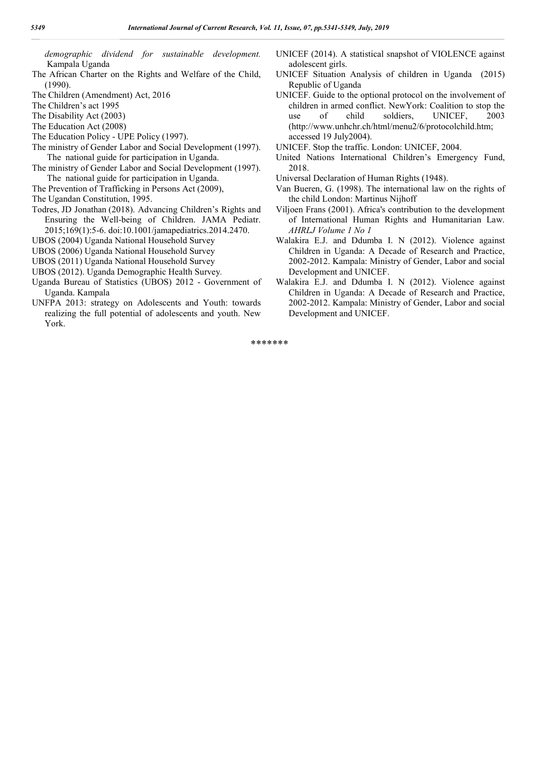*demographic dividend for sustainable development.* Kampala Uganda

The African Charter on the Rights and Welfare of the Child, (1990).

The Children (Amendment) Act, 2016

The Children's act 1995

The Disability Act (2003)

The Education Act (2008)

The Education Policy - UPE Policy (1997).

The ministry of Gender Labor and Social Development (1997). The national guide for participation in Uganda.

The ministry of Gender Labor and Social Development (1997). The national guide for participation in Uganda.

The Prevention of Trafficking in Persons Act (2009),

The Ugandan Constitution, 1995.

Todres, JD Jonathan (2018). Advancing Children's Rights and Ensuring the Well-being of Children. JAMA Pediatr. 2015;169(1):5-6. doi:10.1001/jamapediatrics.2014.2470.

UBOS (2004) Uganda National Household Survey

UBOS (2006) Uganda National Household Survey

UBOS (2011) Uganda National Household Survey

UBOS (2012). Uganda Demographic Health Survey.

Uganda Bureau of Statistics (UBOS) 2012 - Government of Uganda. Kampala

UNFPA 2013: strategy on Adolescents and Youth: towards realizing the full potential of adolescents and youth. New York.

UNICEF (2014). A statistical snapshot of VIOLENCE against adolescent girls.

UNICEF Situation Analysis of children in Uganda (2015) Republic of Uganda

UNICEF. Guide to the optional protocol on the involvement of children in armed conflict. NewYork: Coalition to stop the use of child soldiers, UNICEF, 2003 (http://www.unhchr.ch/html/menu2/6/protocolchild.htm; accessed 19 July2004).

UNICEF. Stop the traffic. London: UNICEF, 2004.

United Nations International Children's Emergency Fund, 2018.

Universal Declaration of Human Rights (1948).

Van Bueren, G. (1998). The international law on the rights of the child London: Martinus Nijhoff

Viljoen Frans (2001). Africa's contribution to the development of International Human Rights and Humanitarian Law. *AHRLJ Volume 1 No 1*

Walakira E.J. and Ddumba I. N (2012). Violence against Children in Uganda: A Decade of Research and Practice, 2002-2012. Kampala: Ministry of Gender, Labor and social Development and UNICEF.

Walakira E.J. and Ddumba I. N (2012). Violence against Children in Uganda: A Decade of Research and Practice, 2002-2012. Kampala: Ministry of Gender, Labor and social Development and UNICEF.

*******